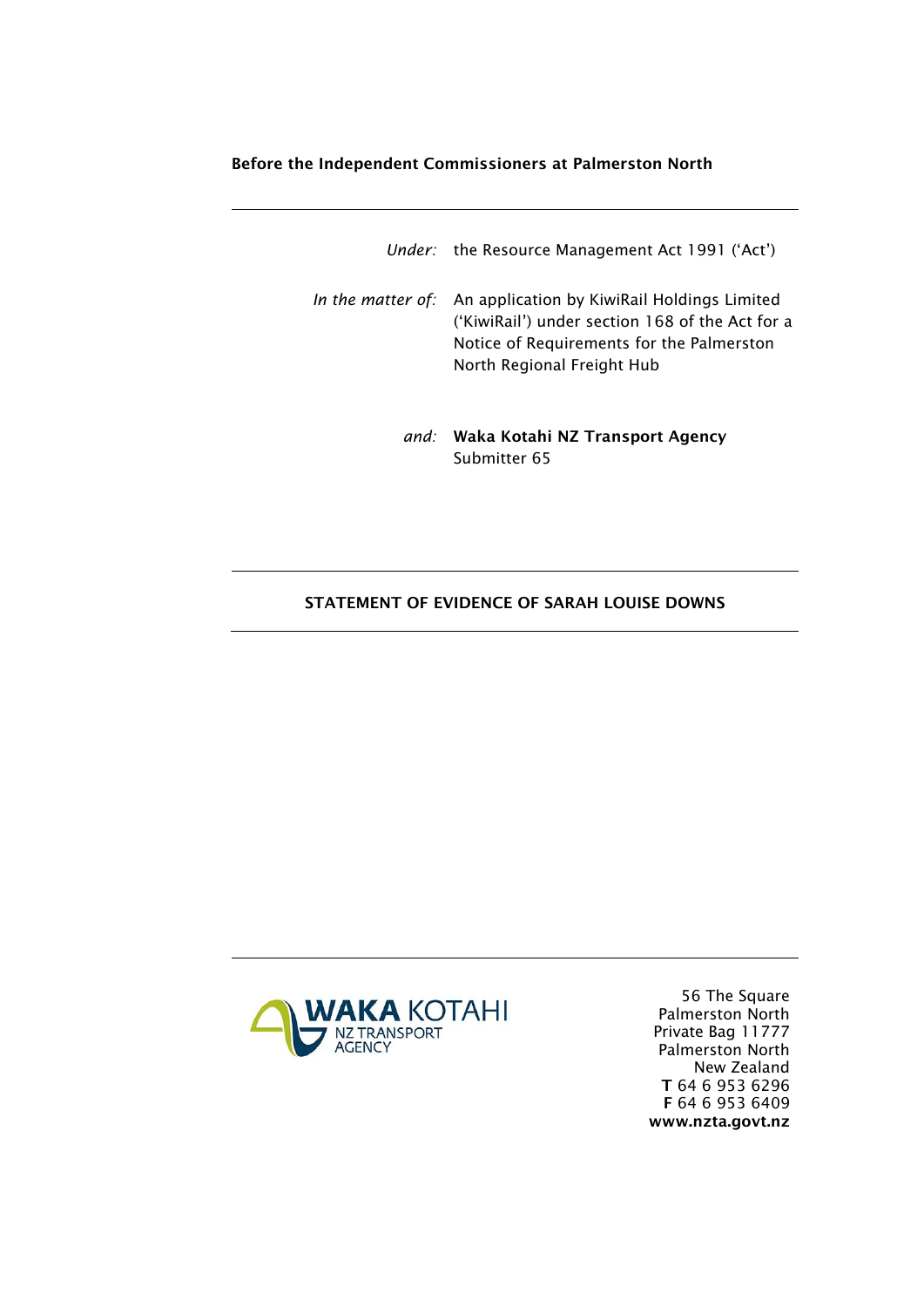**Before the Independent Commissioners at Palmerston North**

---

*Under:* the Resource Management Act 1991 ('Act')

*In the matter of:* An application by KiwiRail Holdings Limited ('KiwiRail') under section 168 of the Act for a Notice of Requirements for the Palmerston North Regional Freight Hub

*and:* **Waka Kotahi NZ Transport Agency**
Submitter 65

---

## STATEMENT OF EVIDENCE OF SARAH LOUISE DOWNS

---

WAKA KOTAHI
NZ TRANSPORT AGENCY

56 The Square
Palmerston North
Private Bag 11777
Palmerston North
New Zealand
**T** 64 6 953 6296
**F** 64 6 953 6409
**www.nzta.govt.nz**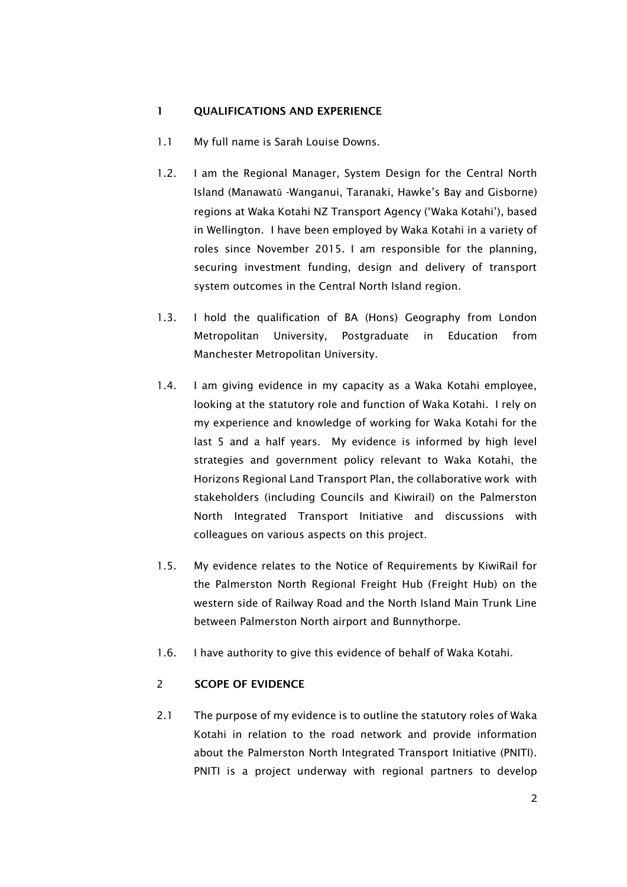## 1 QUALIFICATIONS AND EXPERIENCE

1.1 My full name is Sarah Louise Downs.

1.2. I am the Regional Manager, System Design for the Central North Island (Manawatū -Wanganui, Taranaki, Hawke's Bay and Gisborne) regions at Waka Kotahi NZ Transport Agency ('Waka Kotahi'), based in Wellington. I have been employed by Waka Kotahi in a variety of roles since November 2015. I am responsible for the planning, securing investment funding, design and delivery of transport system outcomes in the Central North Island region.

1.3. I hold the qualification of BA (Hons) Geography from London Metropolitan University, Postgraduate in Education from Manchester Metropolitan University.

1.4. I am giving evidence in my capacity as a Waka Kotahi employee, looking at the statutory role and function of Waka Kotahi. I rely on my experience and knowledge of working for Waka Kotahi for the last 5 and a half years. My evidence is informed by high level strategies and government policy relevant to Waka Kotahi, the Horizons Regional Land Transport Plan, the collaborative work with stakeholders (including Councils and Kiwirail) on the Palmerston North Integrated Transport Initiative and discussions with colleagues on various aspects on this project.

1.5. My evidence relates to the Notice of Requirements by KiwiRail for the Palmerston North Regional Freight Hub (Freight Hub) on the western side of Railway Road and the North Island Main Trunk Line between Palmerston North airport and Bunnythorpe.

1.6. I have authority to give this evidence of behalf of Waka Kotahi.

## 2 SCOPE OF EVIDENCE

2.1 The purpose of my evidence is to outline the statutory roles of Waka Kotahi in relation to the road network and provide information about the Palmerston North Integrated Transport Initiative (PNITI). PNITI is a project underway with regional partners to develop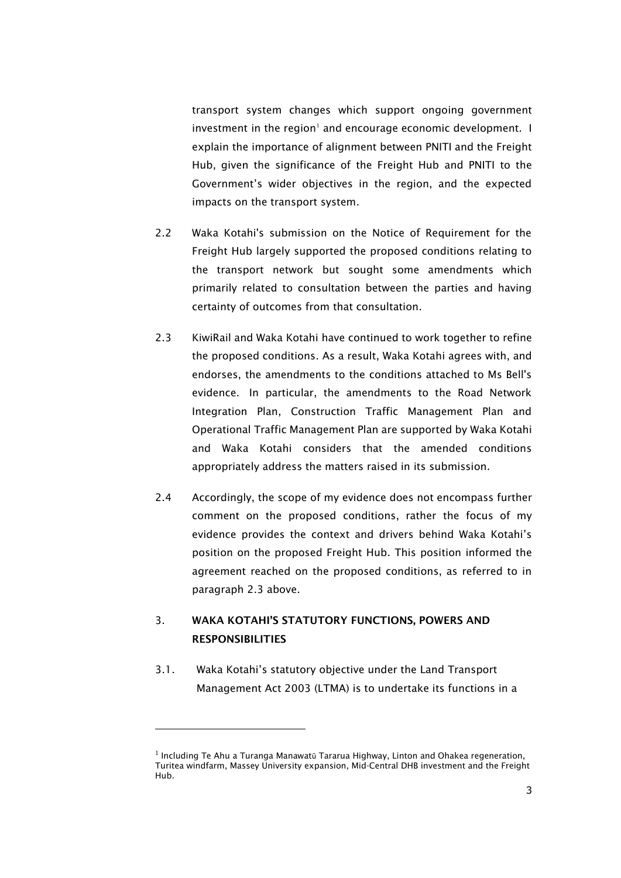transport system changes which support ongoing government investment in the region[1] and encourage economic development. I explain the importance of alignment between PNITI and the Freight Hub, given the significance of the Freight Hub and PNITI to the Government's wider objectives in the region, and the expected impacts on the transport system.

2.2 Waka Kotahi's submission on the Notice of Requirement for the Freight Hub largely supported the proposed conditions relating to the transport network but sought some amendments which primarily related to consultation between the parties and having certainty of outcomes from that consultation.

2.3 KiwiRail and Waka Kotahi have continued to work together to refine the proposed conditions. As a result, Waka Kotahi agrees with, and endorses, the amendments to the conditions attached to Ms Bell's evidence. In particular, the amendments to the Road Network Integration Plan, Construction Traffic Management Plan and Operational Traffic Management Plan are supported by Waka Kotahi and Waka Kotahi considers that the amended conditions appropriately address the matters raised in its submission.

2.4 Accordingly, the scope of my evidence does not encompass further comment on the proposed conditions, rather the focus of my evidence provides the context and drivers behind Waka Kotahi's position on the proposed Freight Hub. This position informed the agreement reached on the proposed conditions, as referred to in paragraph 2.3 above.

## 3. WAKA KOTAHI'S STATUTORY FUNCTIONS, POWERS AND RESPONSIBILITIES

3.1. Waka Kotahi's statutory objective under the Land Transport Management Act 2003 (LTMA) is to undertake its functions in a

---

[1] Including Te Ahu a Turanga Manawatū Tararua Highway, Linton and Ohakea regeneration, Turitea windfarm, Massey University expansion, Mid-Central DHB investment and the Freight Hub.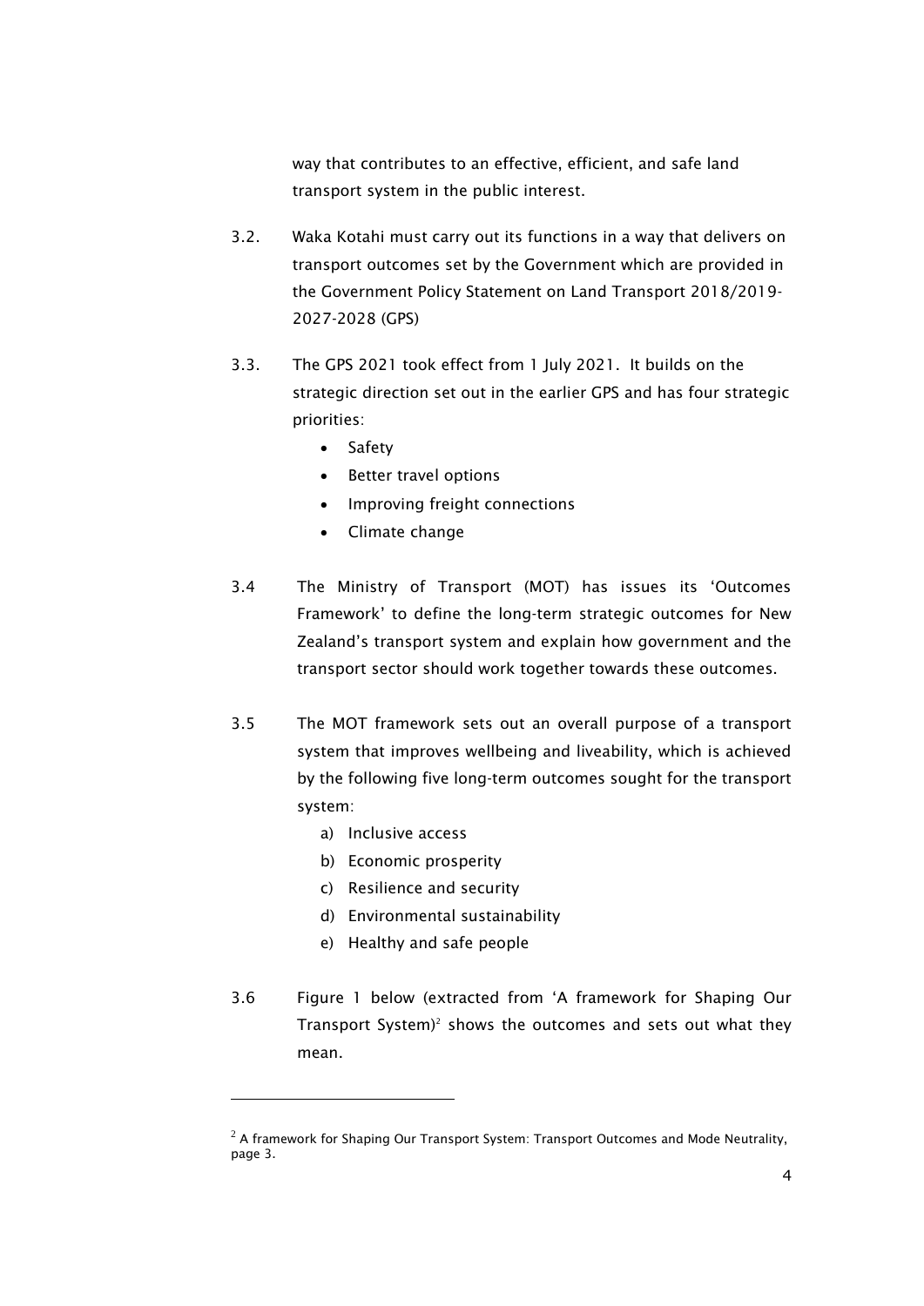way that contributes to an effective, efficient, and safe land transport system in the public interest.

3.2. Waka Kotahi must carry out its functions in a way that delivers on transport outcomes set by the Government which are provided in the Government Policy Statement on Land Transport 2018/2019-2027-2028 (GPS)

3.3. The GPS 2021 took effect from 1 July 2021. It builds on the strategic direction set out in the earlier GPS and has four strategic priorities:

- Safety
- Better travel options
- Improving freight connections
- Climate change

3.4 The Ministry of Transport (MOT) has issues its 'Outcomes Framework' to define the long-term strategic outcomes for New Zealand's transport system and explain how government and the transport sector should work together towards these outcomes.

3.5 The MOT framework sets out an overall purpose of a transport system that improves wellbeing and liveability, which is achieved by the following five long-term outcomes sought for the transport system:

a) Inclusive access
b) Economic prosperity
c) Resilience and security
d) Environmental sustainability
e) Healthy and safe people

3.6 Figure 1 below (extracted from 'A framework for Shaping Our Transport System)[2] shows the outcomes and sets out what they mean.

---

[2] A framework for Shaping Our Transport System: Transport Outcomes and Mode Neutrality, page 3.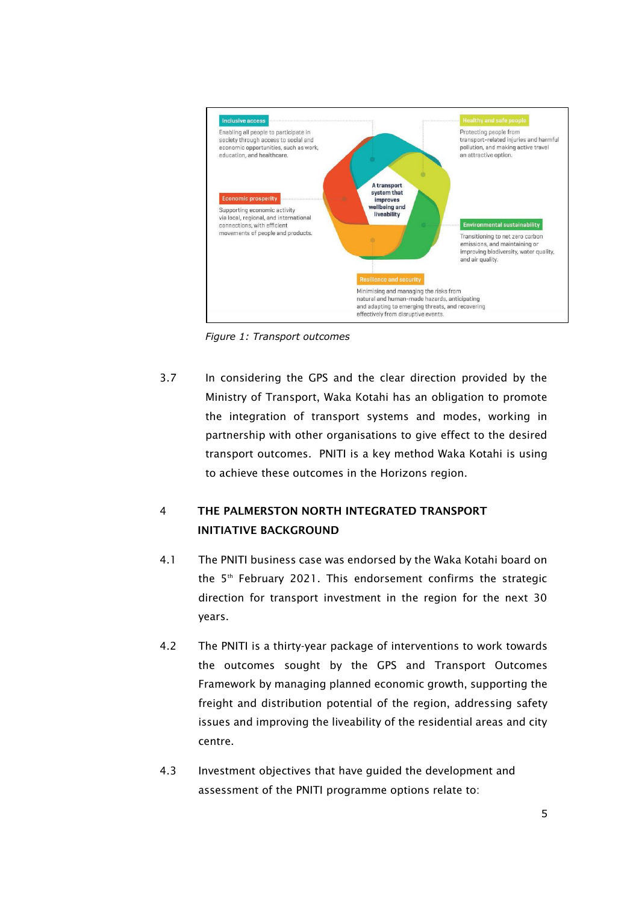Inclusive access

Enabling all people to participate in society through access to social and economic opportunities, such as work, education, and healthcare.

Healthy and safe people

Protecting people from transport-related injuries and harmful pollution, and making active travel an attractive option.

Economic prosperity

Supporting economic activity via local, regional, and international connections, with efficient movements of people and products.

A transport system that improves wellbeing and liveability

Environmental sustainability

Transitioning to net zero carbon emissions, and maintaining or improving biodiversity, water quality, and air quality.

Resilience and security

Minimising and managing the risks from natural and human-made hazards, anticipating and adapting to emerging threats, and recovering effectively from disruptive events.

*Figure 1: Transport outcomes*

3.7 In considering the GPS and the clear direction provided by the Ministry of Transport, Waka Kotahi has an obligation to promote the integration of transport systems and modes, working in partnership with other organisations to give effect to the desired transport outcomes. PNITI is a key method Waka Kotahi is using to achieve these outcomes in the Horizons region.

## 4 THE PALMERSTON NORTH INTEGRATED TRANSPORT INITIATIVE BACKGROUND

4.1 The PNITI business case was endorsed by the Waka Kotahi board on the 5th February 2021. This endorsement confirms the strategic direction for transport investment in the region for the next 30 years.

4.2 The PNITI is a thirty-year package of interventions to work towards the outcomes sought by the GPS and Transport Outcomes Framework by managing planned economic growth, supporting the freight and distribution potential of the region, addressing safety issues and improving the liveability of the residential areas and city centre.

4.3 Investment objectives that have guided the development and assessment of the PNITI programme options relate to: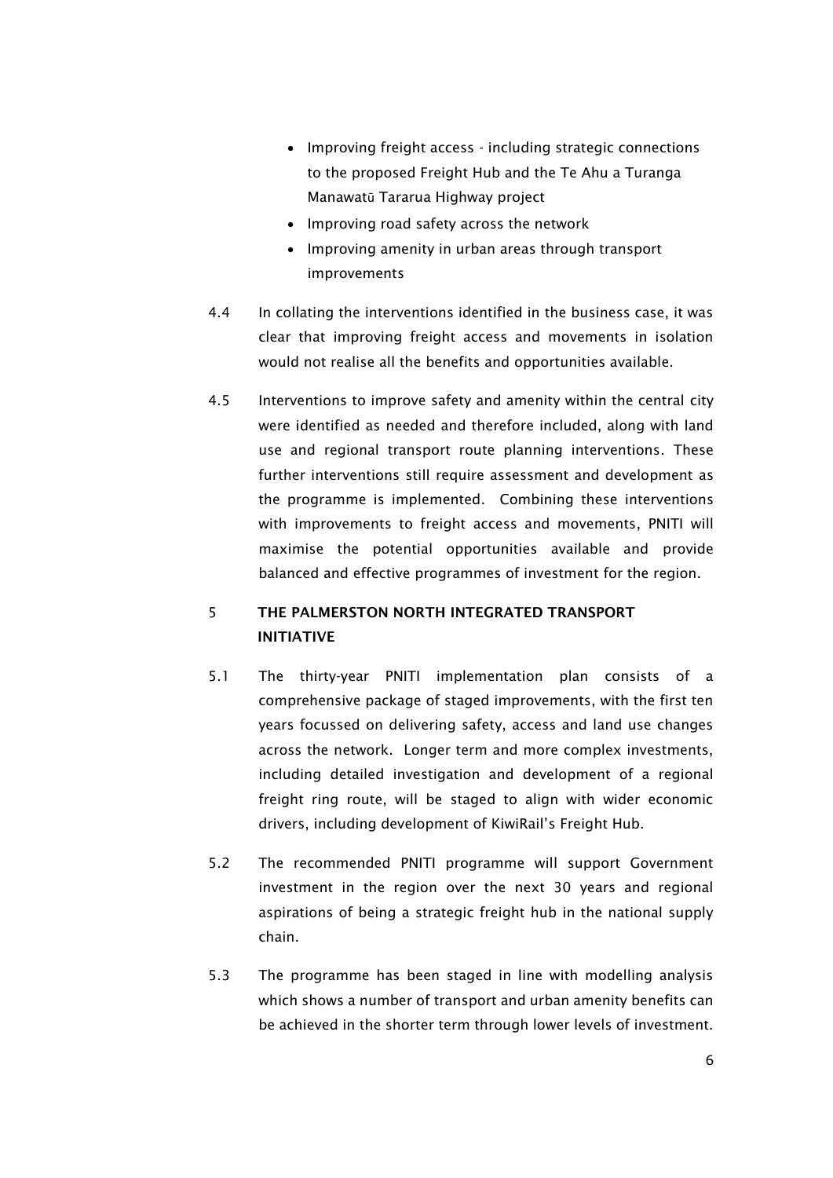- Improving freight access - including strategic connections to the proposed Freight Hub and the Te Ahu a Turanga Manawatū Tararua Highway project
- Improving road safety across the network
- Improving amenity in urban areas through transport improvements

4.4 In collating the interventions identified in the business case, it was clear that improving freight access and movements in isolation would not realise all the benefits and opportunities available.

4.5 Interventions to improve safety and amenity within the central city were identified as needed and therefore included, along with land use and regional transport route planning interventions. These further interventions still require assessment and development as the programme is implemented. Combining these interventions with improvements to freight access and movements, PNITI will maximise the potential opportunities available and provide balanced and effective programmes of investment for the region.

## 5 THE PALMERSTON NORTH INTEGRATED TRANSPORT INITIATIVE

5.1 The thirty-year PNITI implementation plan consists of a comprehensive package of staged improvements, with the first ten years focussed on delivering safety, access and land use changes across the network. Longer term and more complex investments, including detailed investigation and development of a regional freight ring route, will be staged to align with wider economic drivers, including development of KiwiRail's Freight Hub.

5.2 The recommended PNITI programme will support Government investment in the region over the next 30 years and regional aspirations of being a strategic freight hub in the national supply chain.

5.3 The programme has been staged in line with modelling analysis which shows a number of transport and urban amenity benefits can be achieved in the shorter term through lower levels of investment.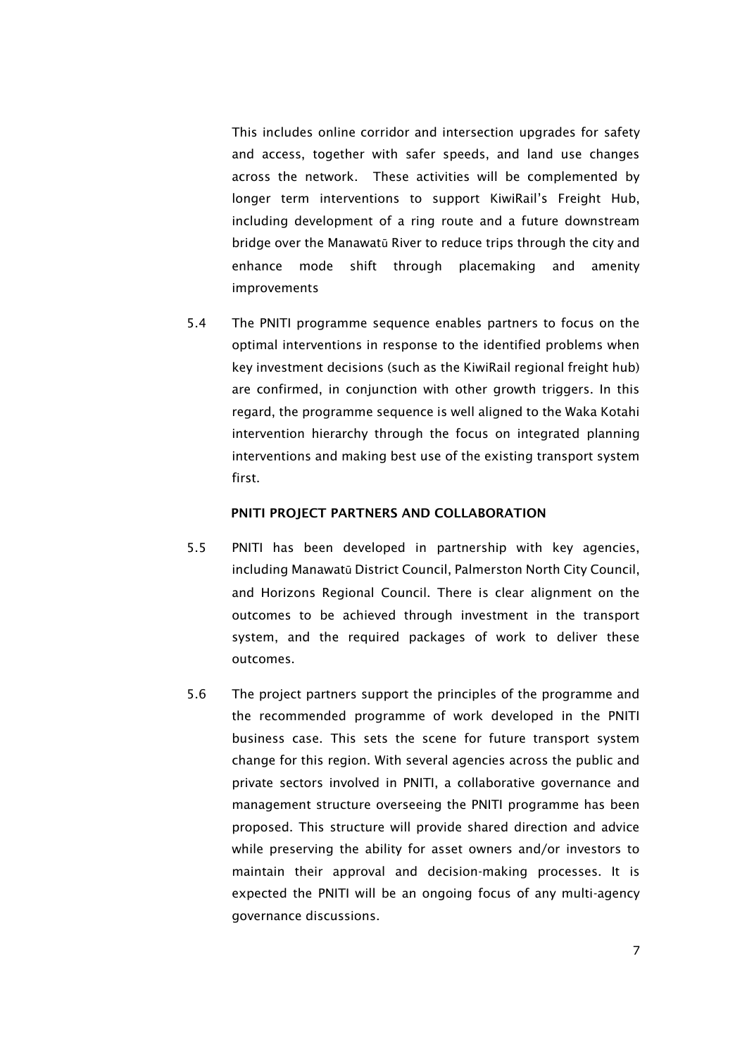This includes online corridor and intersection upgrades for safety and access, together with safer speeds, and land use changes across the network. These activities will be complemented by longer term interventions to support KiwiRail's Freight Hub, including development of a ring route and a future downstream bridge over the Manawatū River to reduce trips through the city and enhance mode shift through placemaking and amenity improvements

5.4 The PNITI programme sequence enables partners to focus on the optimal interventions in response to the identified problems when key investment decisions (such as the KiwiRail regional freight hub) are confirmed, in conjunction with other growth triggers. In this regard, the programme sequence is well aligned to the Waka Kotahi intervention hierarchy through the focus on integrated planning interventions and making best use of the existing transport system first.

**PNITI PROJECT PARTNERS AND COLLABORATION**

5.5 PNITI has been developed in partnership with key agencies, including Manawatū District Council, Palmerston North City Council, and Horizons Regional Council. There is clear alignment on the outcomes to be achieved through investment in the transport system, and the required packages of work to deliver these outcomes.

5.6 The project partners support the principles of the programme and the recommended programme of work developed in the PNITI business case. This sets the scene for future transport system change for this region. With several agencies across the public and private sectors involved in PNITI, a collaborative governance and management structure overseeing the PNITI programme has been proposed. This structure will provide shared direction and advice while preserving the ability for asset owners and/or investors to maintain their approval and decision-making processes. It is expected the PNITI will be an ongoing focus of any multi-agency governance discussions.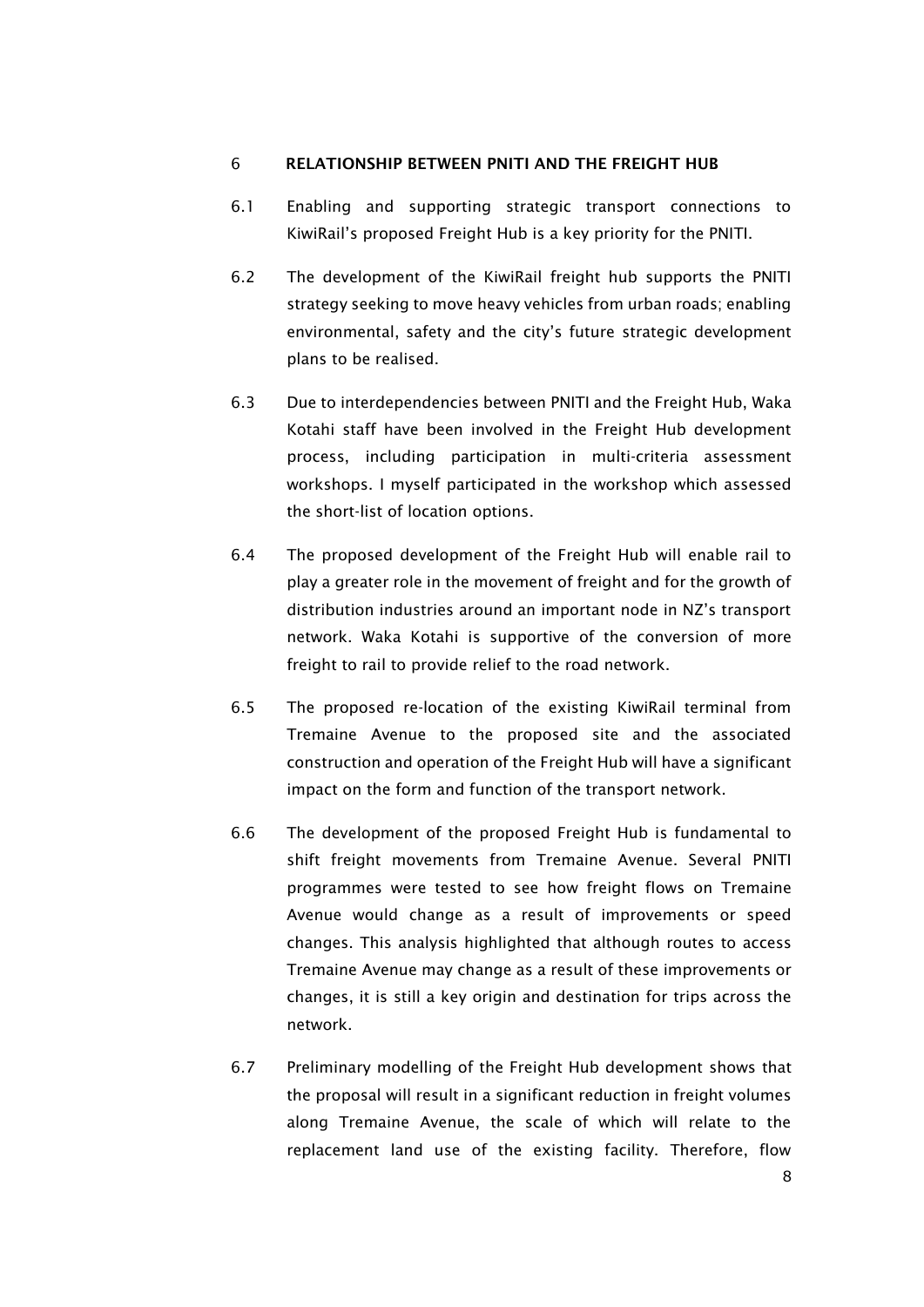## 6 RELATIONSHIP BETWEEN PNITI AND THE FREIGHT HUB

6.1 Enabling and supporting strategic transport connections to KiwiRail's proposed Freight Hub is a key priority for the PNITI.

6.2 The development of the KiwiRail freight hub supports the PNITI strategy seeking to move heavy vehicles from urban roads; enabling environmental, safety and the city's future strategic development plans to be realised.

6.3 Due to interdependencies between PNITI and the Freight Hub, Waka Kotahi staff have been involved in the Freight Hub development process, including participation in multi-criteria assessment workshops. I myself participated in the workshop which assessed the short-list of location options.

6.4 The proposed development of the Freight Hub will enable rail to play a greater role in the movement of freight and for the growth of distribution industries around an important node in NZ's transport network. Waka Kotahi is supportive of the conversion of more freight to rail to provide relief to the road network.

6.5 The proposed re-location of the existing KiwiRail terminal from Tremaine Avenue to the proposed site and the associated construction and operation of the Freight Hub will have a significant impact on the form and function of the transport network.

6.6 The development of the proposed Freight Hub is fundamental to shift freight movements from Tremaine Avenue. Several PNITI programmes were tested to see how freight flows on Tremaine Avenue would change as a result of improvements or speed changes. This analysis highlighted that although routes to access Tremaine Avenue may change as a result of these improvements or changes, it is still a key origin and destination for trips across the network.

6.7 Preliminary modelling of the Freight Hub development shows that the proposal will result in a significant reduction in freight volumes along Tremaine Avenue, the scale of which will relate to the replacement land use of the existing facility. Therefore, flow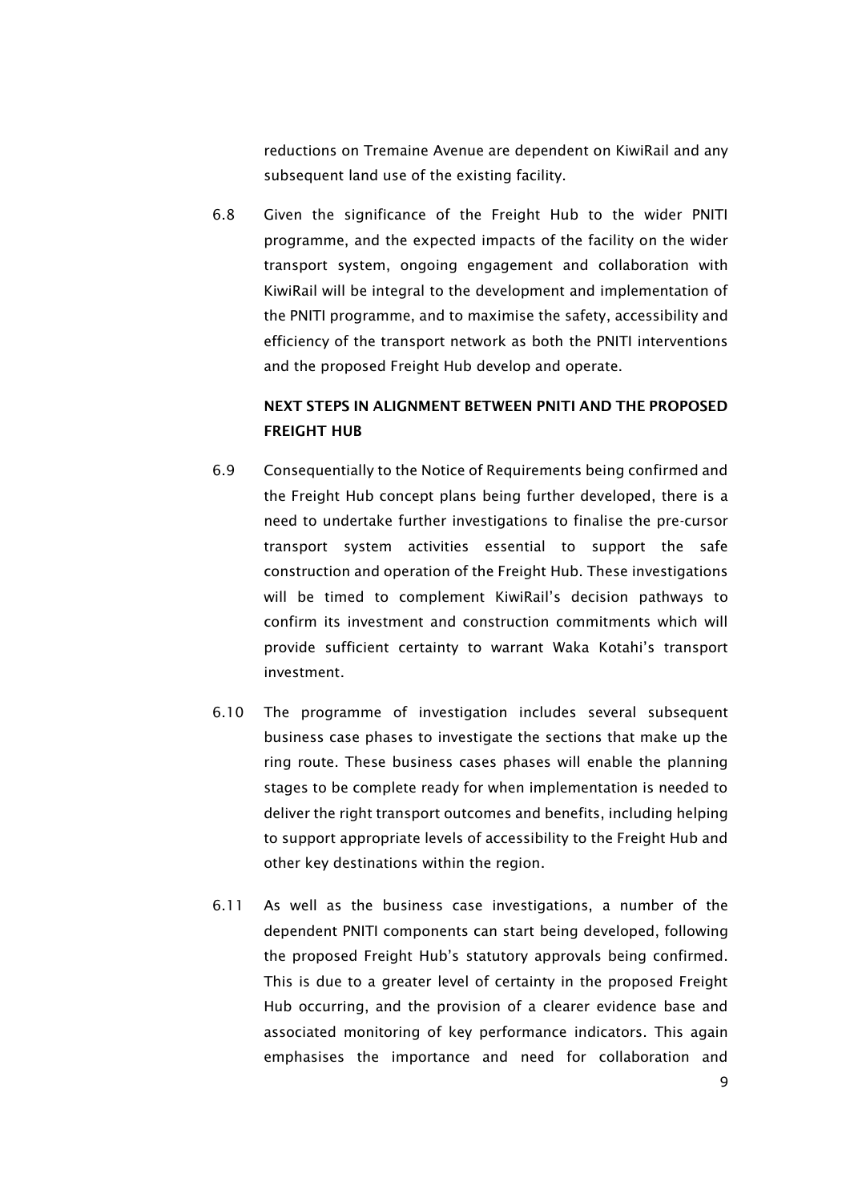reductions on Tremaine Avenue are dependent on KiwiRail and any subsequent land use of the existing facility.

6.8 Given the significance of the Freight Hub to the wider PNITI programme, and the expected impacts of the facility on the wider transport system, ongoing engagement and collaboration with KiwiRail will be integral to the development and implementation of the PNITI programme, and to maximise the safety, accessibility and efficiency of the transport network as both the PNITI interventions and the proposed Freight Hub develop and operate.

**NEXT STEPS IN ALIGNMENT BETWEEN PNITI AND THE PROPOSED FREIGHT HUB**

6.9 Consequentially to the Notice of Requirements being confirmed and the Freight Hub concept plans being further developed, there is a need to undertake further investigations to finalise the pre-cursor transport system activities essential to support the safe construction and operation of the Freight Hub. These investigations will be timed to complement KiwiRail's decision pathways to confirm its investment and construction commitments which will provide sufficient certainty to warrant Waka Kotahi's transport investment.

6.10 The programme of investigation includes several subsequent business case phases to investigate the sections that make up the ring route. These business cases phases will enable the planning stages to be complete ready for when implementation is needed to deliver the right transport outcomes and benefits, including helping to support appropriate levels of accessibility to the Freight Hub and other key destinations within the region.

6.11 As well as the business case investigations, a number of the dependent PNITI components can start being developed, following the proposed Freight Hub's statutory approvals being confirmed. This is due to a greater level of certainty in the proposed Freight Hub occurring, and the provision of a clearer evidence base and associated monitoring of key performance indicators. This again emphasises the importance and need for collaboration and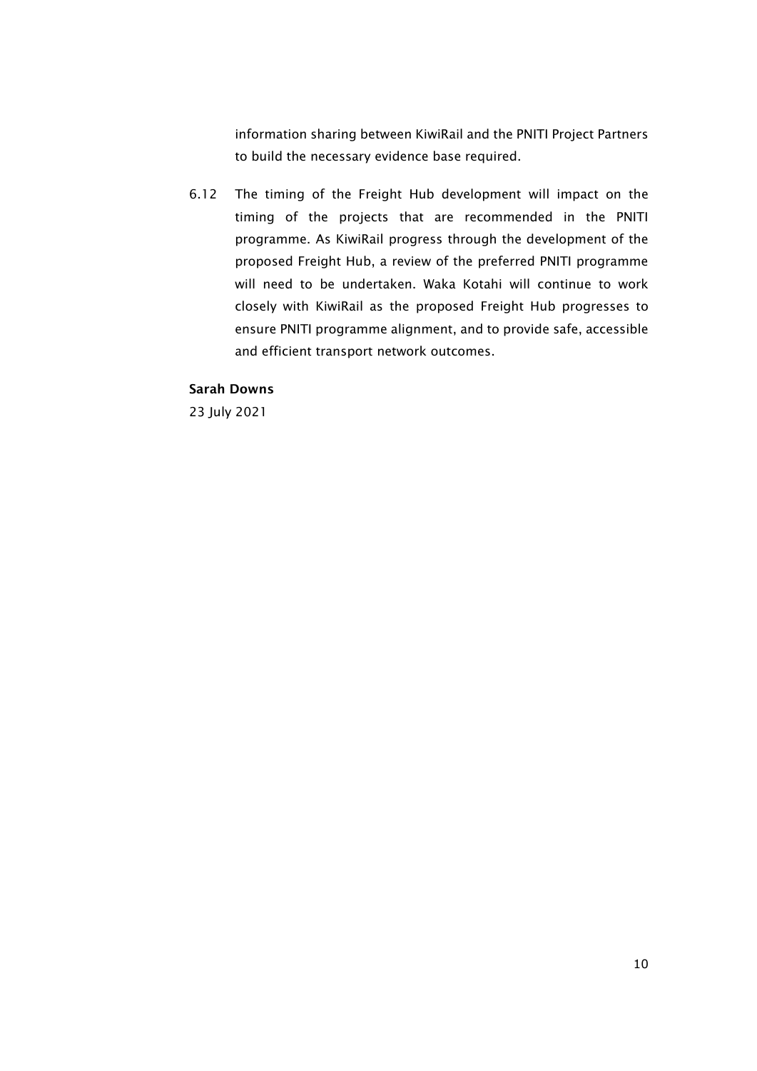information sharing between KiwiRail and the PNITI Project Partners to build the necessary evidence base required.

6.12 The timing of the Freight Hub development will impact on the timing of the projects that are recommended in the PNITI programme. As KiwiRail progress through the development of the proposed Freight Hub, a review of the preferred PNITI programme will need to be undertaken. Waka Kotahi will continue to work closely with KiwiRail as the proposed Freight Hub progresses to ensure PNITI programme alignment, and to provide safe, accessible and efficient transport network outcomes.

**Sarah Downs**

23 July 2021